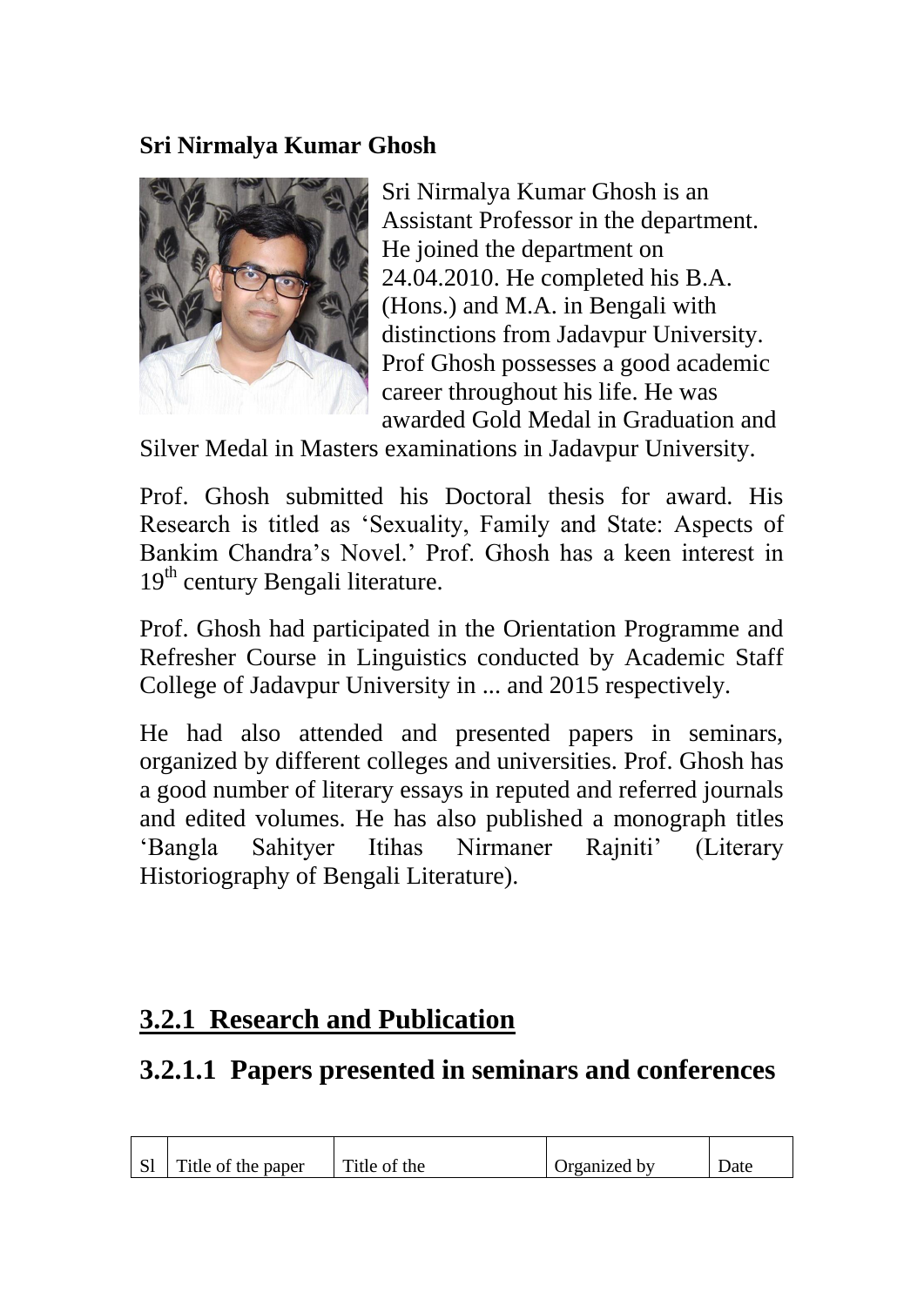**Sri Nirmalya Kumar Ghosh**

Sri Nirmalya Kumar Ghosh is an Assistant Professor in the department. He joined the department on 24.04.2010. He completed his B.A. (Hons.) and M.A. in Bengali with distinctions from Jadavpur University. Prof Ghosh possesses a good academic career throughout his life. He was awarded Gold Medal in Graduation and Silver Medal in Masters examinations in Jadavpur University.

Prof. Ghosh submitted his Doctoral thesis for award. His Research is titled as 'Sexuality, Family and State: Aspects of Bankim Chandra's Novel.' Prof. Ghosh has a keen interest in 19th century Bengali literature.

Prof. Ghosh had participated in the Orientation Programme and Refresher Course in Linguistics conducted by Academic Staff College of Jadavpur University in ... and 2015 respectively.

He had also attended and presented papers in seminars, organized by different colleges and universities. Prof. Ghosh has a good number of literary essays in reputed and referred journals and edited volumes. He has also published a monograph titles 'Bangla Sahityer Itihas Nirmaner Rajniti' (Literary Historiography of Bengali Literature).

## 3.2.1 Research and Publication

### 3.2.1.1 Papers presented in seminars and conferences

| Sl | Title of the paper | Title of the | Organized by | Date |
|---|---|---|---|---|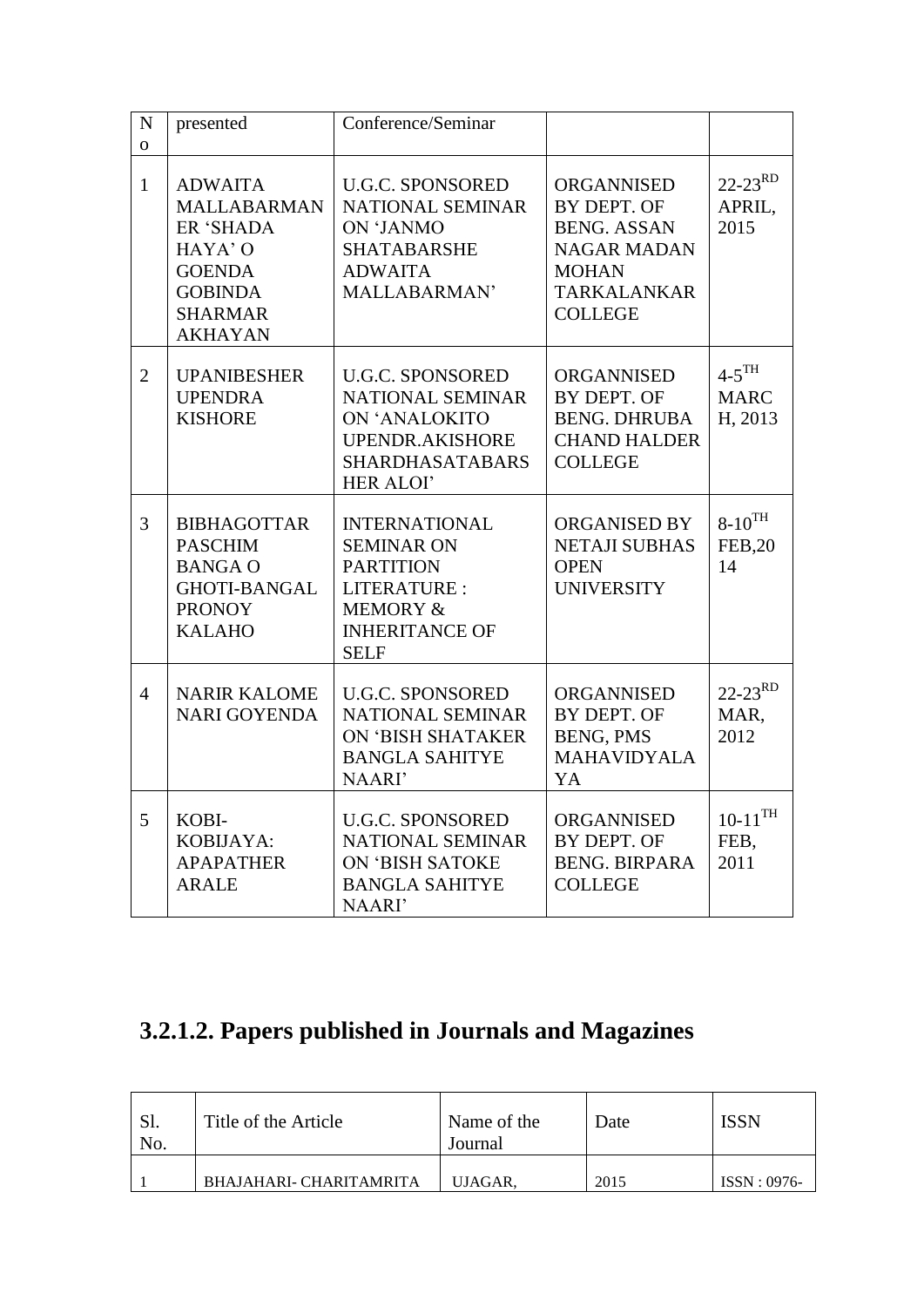| No | presented | Conference/Seminar | | |
|---|---|---|---|---|
| 1 | ADWAITA MALLABARMANER 'SHADA HAYA' O GOENDA GOBINDA SHARMAR AKHAYAN | U.G.C. SPONSORED NATIONAL SEMINAR ON 'JANMO SHATABARSHE ADWAITA MALLABARMAN' | ORGANNISED BY DEPT. OF BENG. ASSAN NAGAR MADAN MOHAN TARKALANKAR COLLEGE | 22-23RD APRIL, 2015 |
| 2 | UPANIBESHER UPENDRA KISHORE | U.G.C. SPONSORED NATIONAL SEMINAR ON 'ANALOKITO UPENDR.AKISHORE SHARDHASATABARSHER ALOI' | ORGANNISED BY DEPT. OF BENG. DHRUBA CHAND HALDER COLLEGE | 4-5TH MARCH, 2013 |
| 3 | BIBHAGOTTAR PASCHIM BANGA O GHOTI-BANGAL PRONOY KALAHO | INTERNATIONAL SEMINAR ON PARTITION LITERATURE : MEMORY & INHERITANCE OF SELF | ORGANISED BY NETAJI SUBHAS OPEN UNIVERSITY | 8-10TH FEB,2014 |
| 4 | NARIR KALOME NARI GOYENDA | U.G.C. SPONSORED NATIONAL SEMINAR ON 'BISH SHATAKER BANGLA SAHITYE NAARI' | ORGANNISED BY DEPT. OF BENG, PMS MAHAVIDYALAYA | 22-23RD MAR, 2012 |
| 5 | KOBI-KOBIJAYA: APAPATHER ARALE | U.G.C. SPONSORED NATIONAL SEMINAR ON 'BISH SATOKE BANGLA SAHITYE NAARI' | ORGANNISED BY DEPT. OF BENG. BIRPARA COLLEGE | 10-11TH FEB, 2011 |

## 3.2.1.2. Papers published in Journals and Magazines

| Sl. No. | Title of the Article | Name of the Journal | Date | ISSN |
|---|---|---|---|---|
| 1 | BHAJAHARI- CHARITAMRITA | UJAGAR, | 2015 | ISSN : 0976- |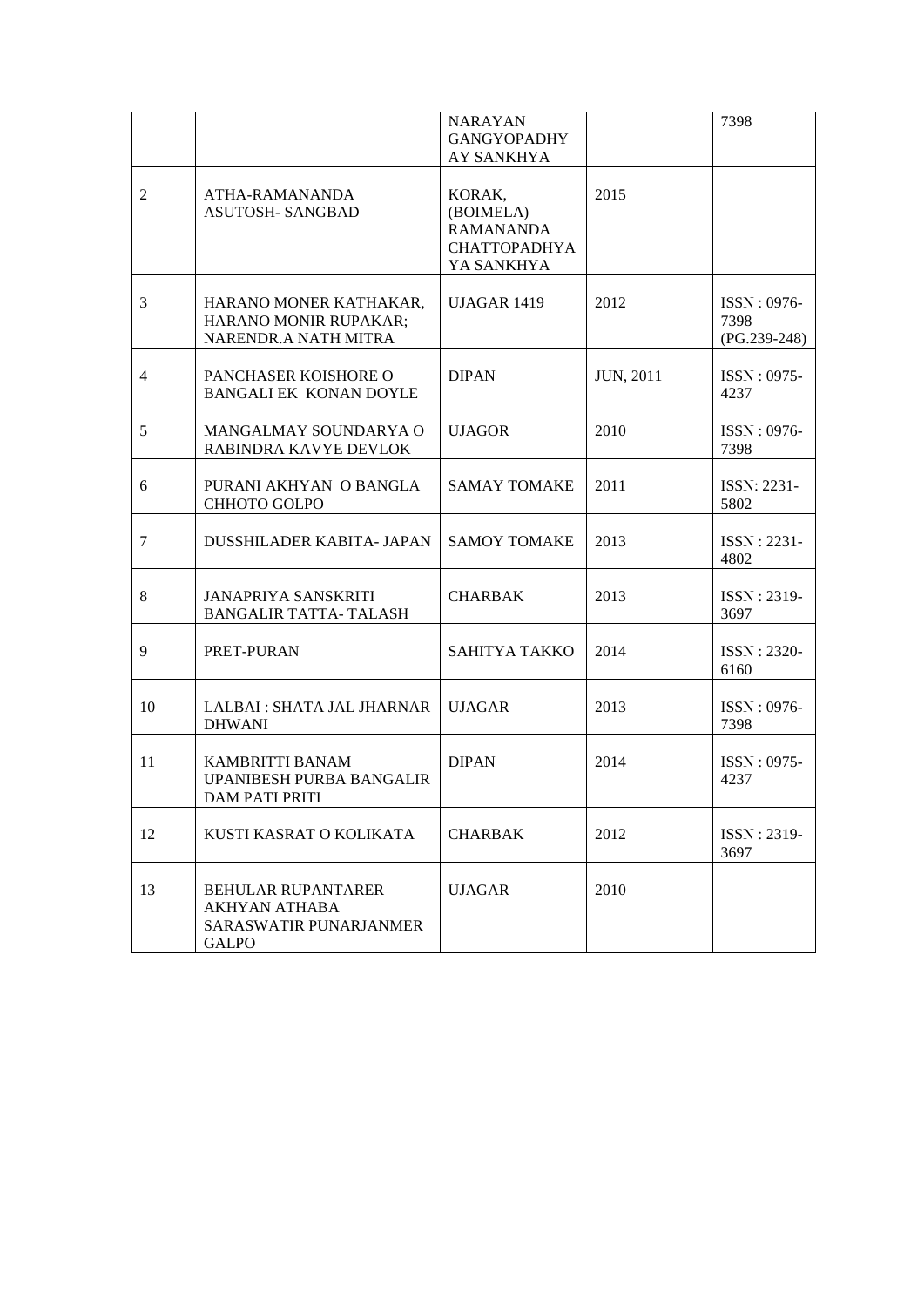| | | | | |
|---|---|---|---|---|
| | | NARAYAN GANGYOPADHY AY SANKHYA | | 7398 |
| 2 | ATHA-RAMANANDA ASUTOSH- SANGBAD | KORAK, (BOIMELA) RAMANANDA CHATTOPADHYA YA SANKHYA | 2015 | |
| 3 | HARANO MONER KATHAKAR, HARANO MONIR RUPAKAR; NARENDR.A NATH MITRA | UJAGAR 1419 | 2012 | ISSN : 0976-7398 (PG.239-248) |
| 4 | PANCHASER KOISHORE O BANGALI EK KONAN DOYLE | DIPAN | JUN, 2011 | ISSN : 0975-4237 |
| 5 | MANGALMAY SOUNDARYA O RABINDRA KAVYE DEVLOK | UJAGOR | 2010 | ISSN : 0976-7398 |
| 6 | PURANI AKHYAN O BANGLA CHHOTO GOLPO | SAMAY TOMAKE | 2011 | ISSN: 2231-5802 |
| 7 | DUSSHILADER KABITA- JAPAN | SAMOY TOMAKE | 2013 | ISSN : 2231-4802 |
| 8 | JANAPRIYA SANSKRITI BANGALIR TATTA- TALASH | CHARBAK | 2013 | ISSN : 2319-3697 |
| 9 | PRET-PURAN | SAHITYA TAKKO | 2014 | ISSN : 2320-6160 |
| 10 | LALBAI : SHATA JAL JHARNAR DHWANI | UJAGAR | 2013 | ISSN : 0976-7398 |
| 11 | KAMBRITTI BANAM UPANIBESH PURBA BANGALIR DAM PATI PRITI | DIPAN | 2014 | ISSN : 0975-4237 |
| 12 | KUSTI KASRAT O KOLIKATA | CHARBAK | 2012 | ISSN : 2319-3697 |
| 13 | BEHULAR RUPANTARER AKHYAN ATHABA SARASWATIR PUNARJANMER GALPO | UJAGAR | 2010 | |